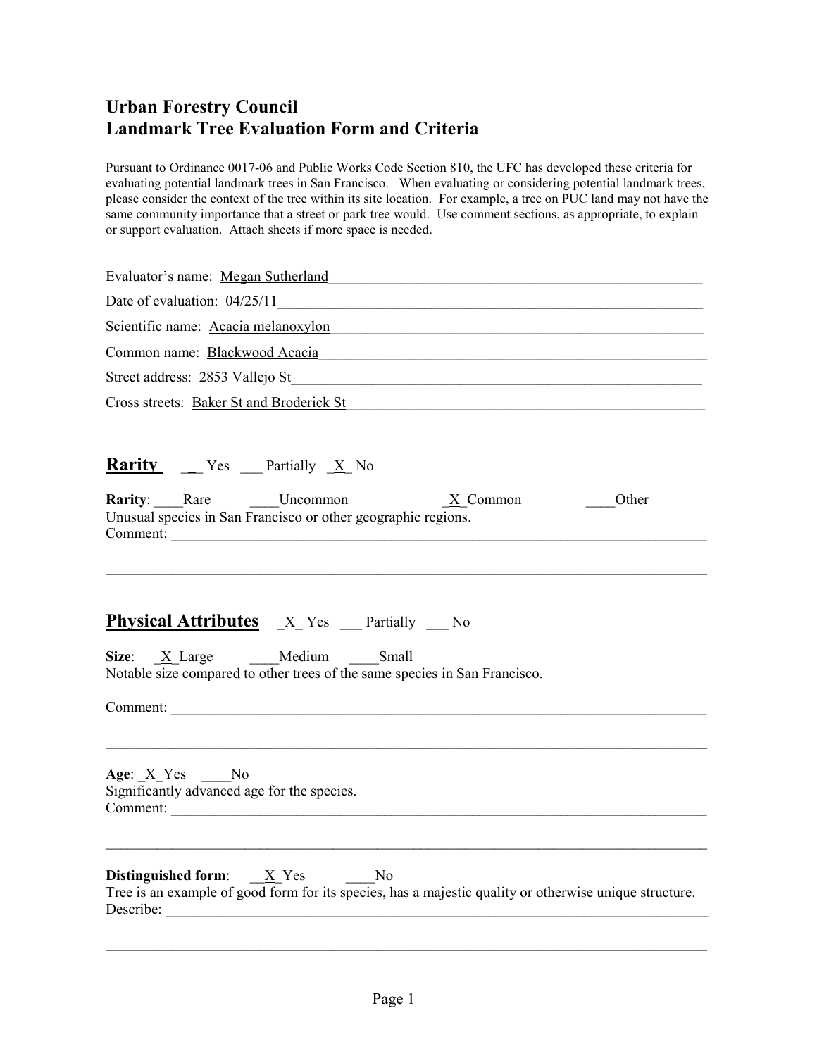# Urban Forestry Council
# Landmark Tree Evaluation Form and Criteria

Pursuant to Ordinance 0017-06 and Public Works Code Section 810, the UFC has developed these criteria for evaluating potential landmark trees in San Francisco. When evaluating or considering potential landmark trees, please consider the context of the tree within its site location. For example, a tree on PUC land may not have the same community importance that a street or park tree would. Use comment sections, as appropriate, to explain or support evaluation. Attach sheets if more space is needed.

Evaluator's name: Megan Sutherland

Date of evaluation: 04/25/11

Scientific name: Acacia melanoxylon

Common name: Blackwood Acacia

Street address: 2853 Vallejo St

Cross streets: Baker St and Broderick St

## Rarity __ Yes ___ Partially _X_ No

**Rarity**: ____Rare ____Uncommon _X_Common ____Other

Unusual species in San Francisco or other geographic regions.

Comment: ______________________________________________

## Physical Attributes _X_ Yes ___ Partially ___ No

**Size**: _X_Large ____Medium ____Small

Notable size compared to other trees of the same species in San Francisco.

Comment: ______________________________________________

**Age**: _X_Yes ____No

Significantly advanced age for the species.

Comment: ______________________________________________

**Distinguished form**: __X_Yes ____No

Tree is an example of good form for its species, has a majestic quality or otherwise unique structure.

Describe: ______________________________________________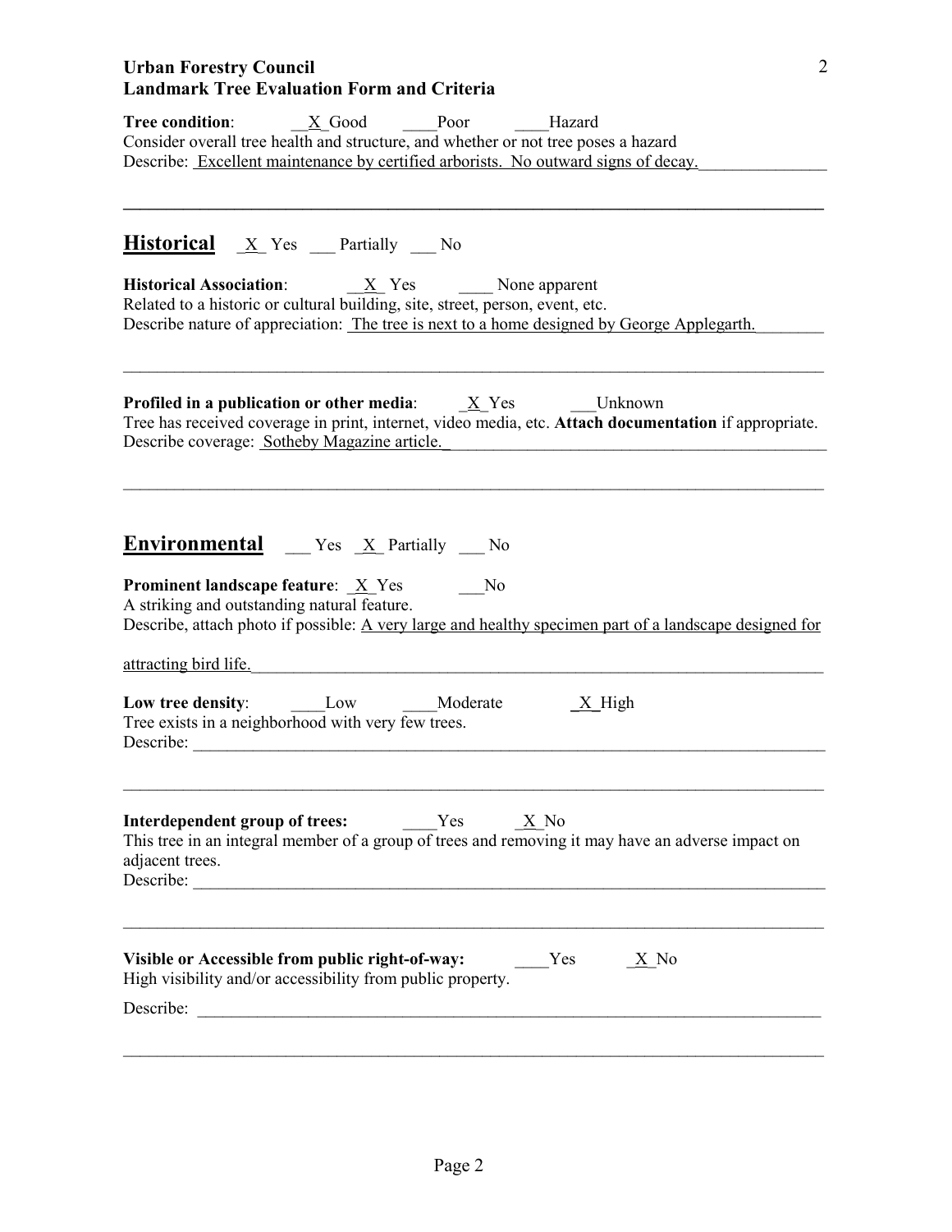**Urban Forestry Council**
**Landmark Tree Evaluation Form and Criteria**

**Tree condition**: __X_Good ____Poor ____Hazard
Consider overall tree health and structure, and whether or not tree poses a hazard
Describe: Excellent maintenance by certified arborists. No outward signs of decay.

---

## Historical _X_ Yes ___ Partially ___ No

**Historical Association**: __X_ Yes ____ None apparent
Related to a historic or cultural building, site, street, person, event, etc.
Describe nature of appreciation: The tree is next to a home designed by George Applegarth.

**Profiled in a publication or other media**: _X_Yes ___Unknown
Tree has received coverage in print, internet, video media, etc. **Attach documentation** if appropriate.
Describe coverage: Sotheby Magazine article.

## Environmental ___ Yes _X_ Partially ___ No

**Prominent landscape feature**: _X_Yes ___No
A striking and outstanding natural feature.
Describe, attach photo if possible: A very large and healthy specimen part of a landscape designed for attracting bird life.

**Low tree density**: ____Low ____Moderate _X_High
Tree exists in a neighborhood with very few trees.
Describe:

**Interdependent group of trees:** ____Yes _X_No
This tree in an integral member of a group of trees and removing it may have an adverse impact on adjacent trees.
Describe:

**Visible or Accessible from public right-of-way:** ____Yes _X_No
High visibility and/or accessibility from public property.

Describe: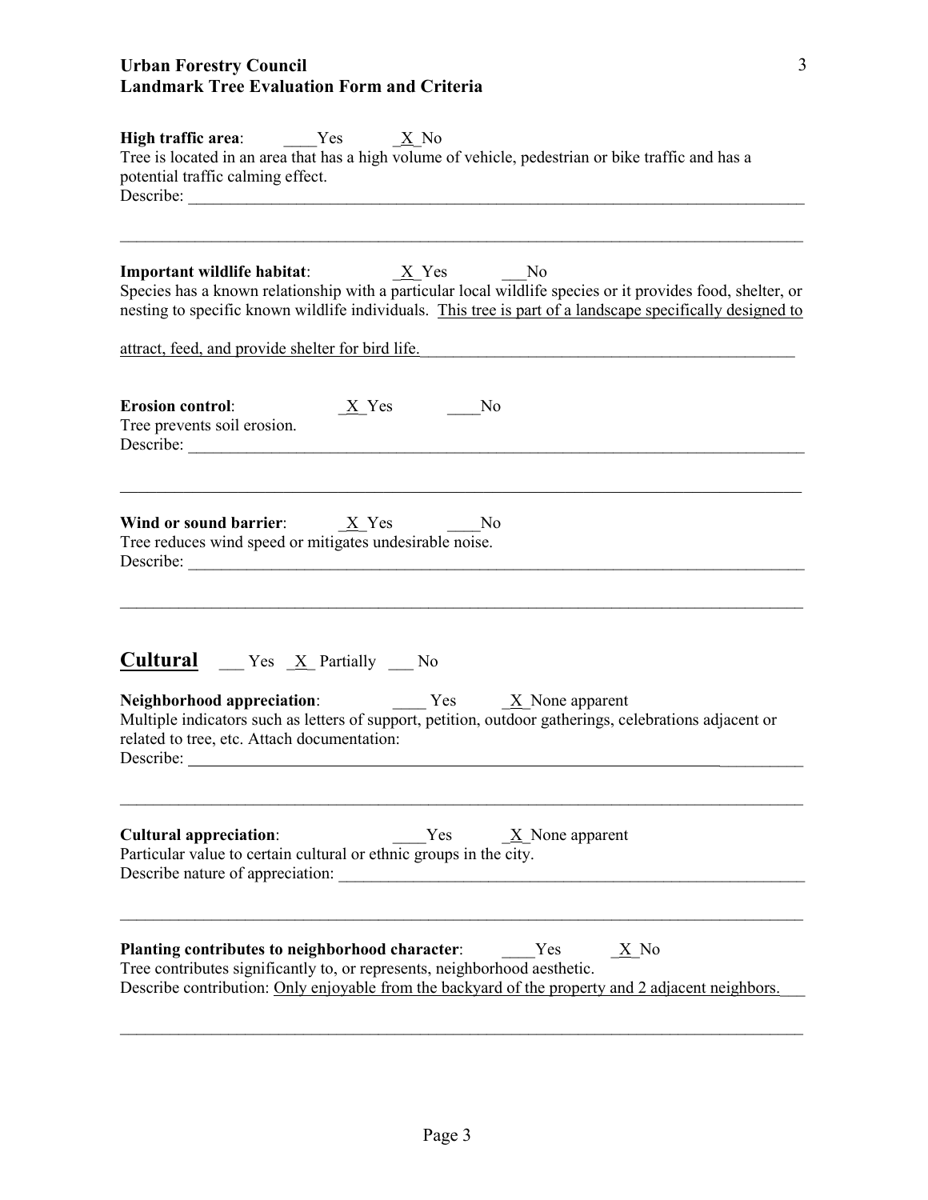**High traffic area**: \_\_\_\_Yes \_X\_No
Tree is located in an area that has a high volume of vehicle, pedestrian or bike traffic and has a potential traffic calming effect.
Describe: \_\_\_\_\_\_\_\_\_\_\_\_\_\_\_\_\_\_\_\_\_\_\_\_\_\_\_\_\_\_\_\_\_\_\_\_\_\_\_\_\_\_\_\_\_\_\_\_\_\_\_\_\_\_\_\_\_\_\_\_

**Important wildlife habitat**: \_X\_Yes \_\_\_No
Species has a known relationship with a particular local wildlife species or it provides food, shelter, or nesting to specific known wildlife individuals. This tree is part of a landscape specifically designed to attract, feed, and provide shelter for bird life.

**Erosion control**: \_X\_Yes \_\_\_\_No
Tree prevents soil erosion.
Describe: \_\_\_\_\_\_\_\_\_\_\_\_\_\_\_\_\_\_\_\_\_\_\_\_\_\_\_\_\_\_\_\_\_\_\_\_\_\_\_\_\_\_\_\_\_\_\_\_\_\_\_\_\_\_\_\_\_\_\_\_

**Wind or sound barrier**: \_X\_Yes \_\_\_\_No
Tree reduces wind speed or mitigates undesirable noise.
Describe: \_\_\_\_\_\_\_\_\_\_\_\_\_\_\_\_\_\_\_\_\_\_\_\_\_\_\_\_\_\_\_\_\_\_\_\_\_\_\_\_\_\_\_\_\_\_\_\_\_\_\_\_\_\_\_\_\_\_\_\_

## Cultural \_\_\_ Yes \_X\_ Partially \_\_\_ No

**Neighborhood appreciation**: \_\_\_\_ Yes \_X\_None apparent
Multiple indicators such as letters of support, petition, outdoor gatherings, celebrations adjacent or related to tree, etc. Attach documentation:
Describe: \_\_\_\_\_\_\_\_\_\_\_\_\_\_\_\_\_\_\_\_\_\_\_\_\_\_\_\_\_\_\_\_\_\_\_\_\_\_\_\_\_\_\_\_\_\_\_\_\_\_\_\_\_\_\_\_\_\_\_\_

**Cultural appreciation**: \_\_\_\_Yes \_X\_None apparent
Particular value to certain cultural or ethnic groups in the city.
Describe nature of appreciation: \_\_\_\_\_\_\_\_\_\_\_\_\_\_\_\_\_\_\_\_\_\_\_\_\_\_\_\_\_\_\_\_\_\_\_\_\_\_\_\_\_\_\_\_

**Planting contributes to neighborhood character**: \_\_\_\_Yes \_X\_No
Tree contributes significantly to, or represents, neighborhood aesthetic.
Describe contribution: Only enjoyable from the backyard of the property and 2 adjacent neighbors.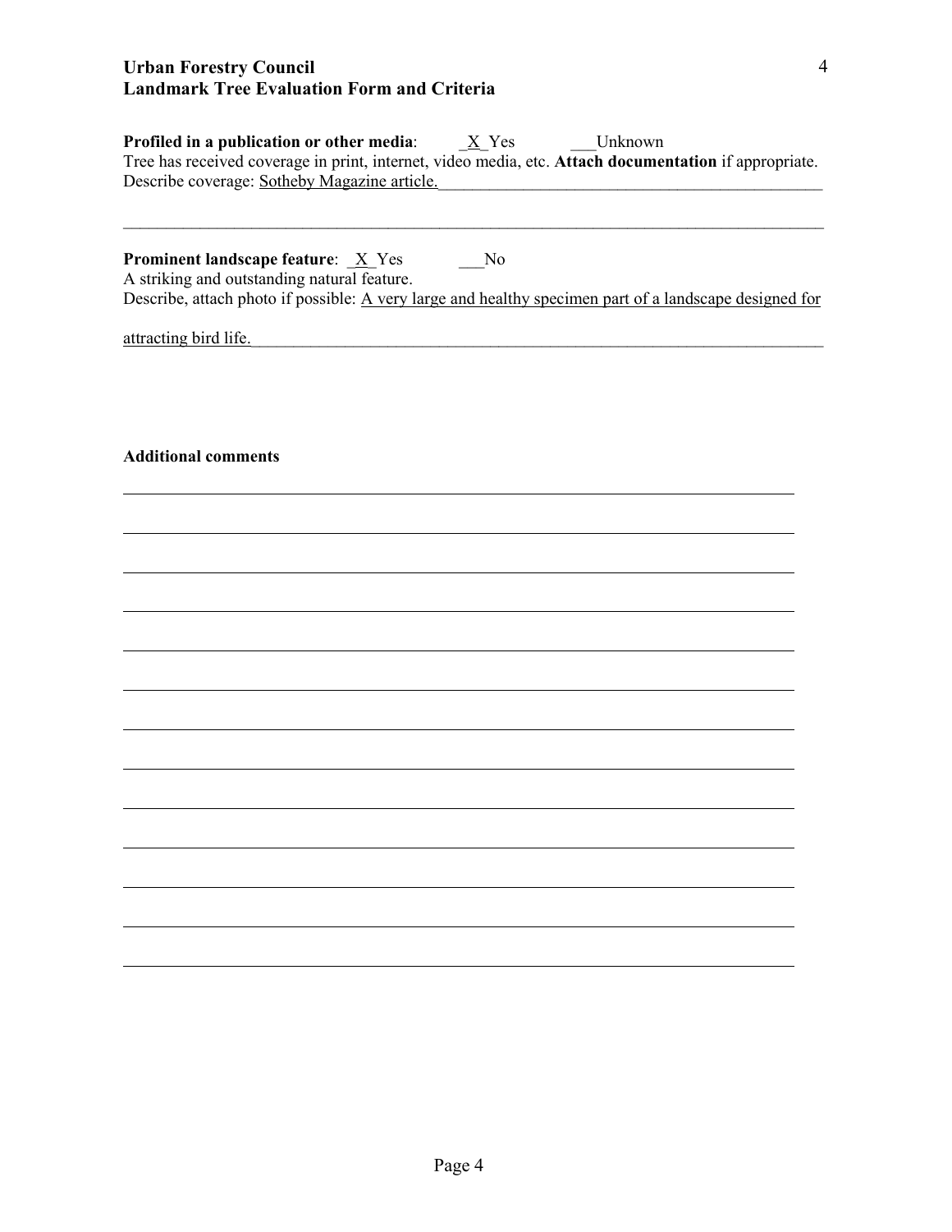**Urban Forestry Council**
**Landmark Tree Evaluation Form and Criteria**

**Profiled in a publication or other media**: _X_ Yes ___Unknown

Tree has received coverage in print, internet, video media, etc. **Attach documentation** if appropriate.

Describe coverage: Sotheby Magazine article.

**Prominent landscape feature**: _X_ Yes ___No

A striking and outstanding natural feature.

Describe, attach photo if possible: A very large and healthy specimen part of a landscape designed for attracting bird life.

**Additional comments**